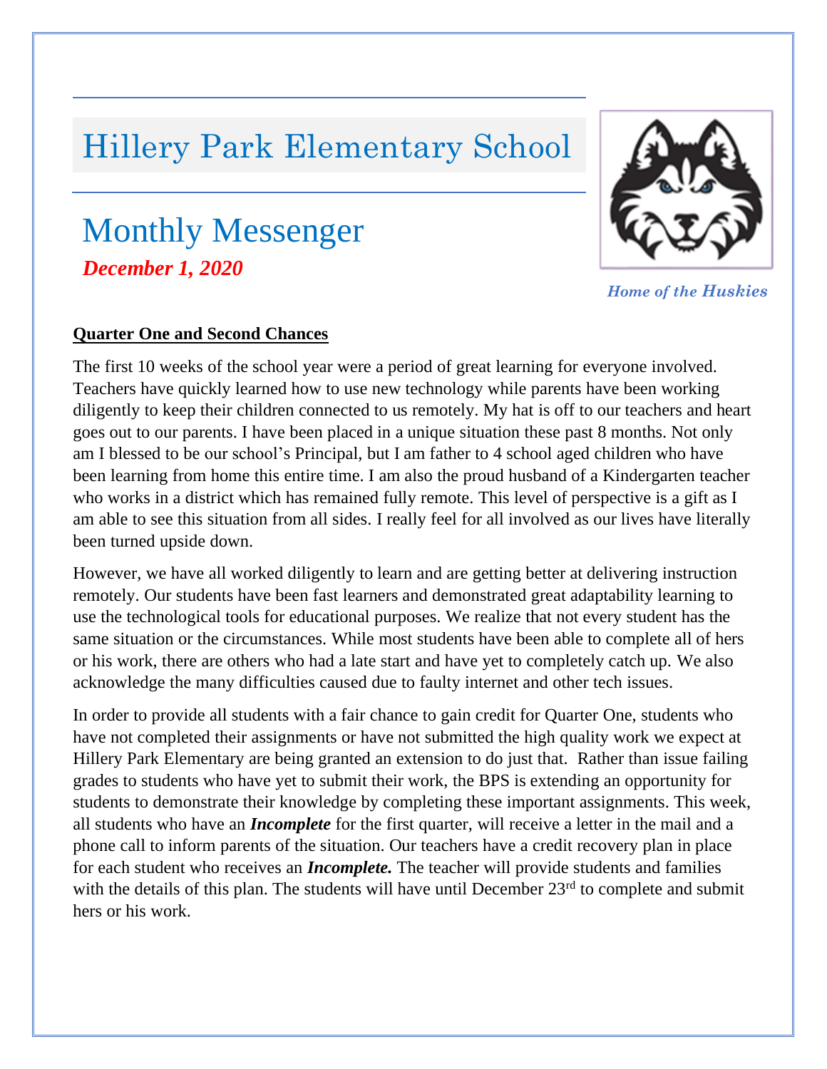# Hillery Park Elementary School

## Monthly Messenger

***December 1, 2020***

*Home of the Huskies*

**Quarter One and Second Chances**

The first 10 weeks of the school year were a period of great learning for everyone involved. Teachers have quickly learned how to use new technology while parents have been working diligently to keep their children connected to us remotely. My hat is off to our teachers and heart goes out to our parents. I have been placed in a unique situation these past 8 months. Not only am I blessed to be our school's Principal, but I am father to 4 school aged children who have been learning from home this entire time. I am also the proud husband of a Kindergarten teacher who works in a district which has remained fully remote. This level of perspective is a gift as I am able to see this situation from all sides. I really feel for all involved as our lives have literally been turned upside down.

However, we have all worked diligently to learn and are getting better at delivering instruction remotely. Our students have been fast learners and demonstrated great adaptability learning to use the technological tools for educational purposes. We realize that not every student has the same situation or the circumstances. While most students have been able to complete all of hers or his work, there are others who had a late start and have yet to completely catch up. We also acknowledge the many difficulties caused due to faulty internet and other tech issues.

In order to provide all students with a fair chance to gain credit for Quarter One, students who have not completed their assignments or have not submitted the high quality work we expect at Hillery Park Elementary are being granted an extension to do just that. Rather than issue failing grades to students who have yet to submit their work, the BPS is extending an opportunity for students to demonstrate their knowledge by completing these important assignments. This week, all students who have an ***Incomplete*** for the first quarter, will receive a letter in the mail and a phone call to inform parents of the situation. Our teachers have a credit recovery plan in place for each student who receives an ***Incomplete.*** The teacher will provide students and families with the details of this plan. The students will have until December 23rd to complete and submit hers or his work.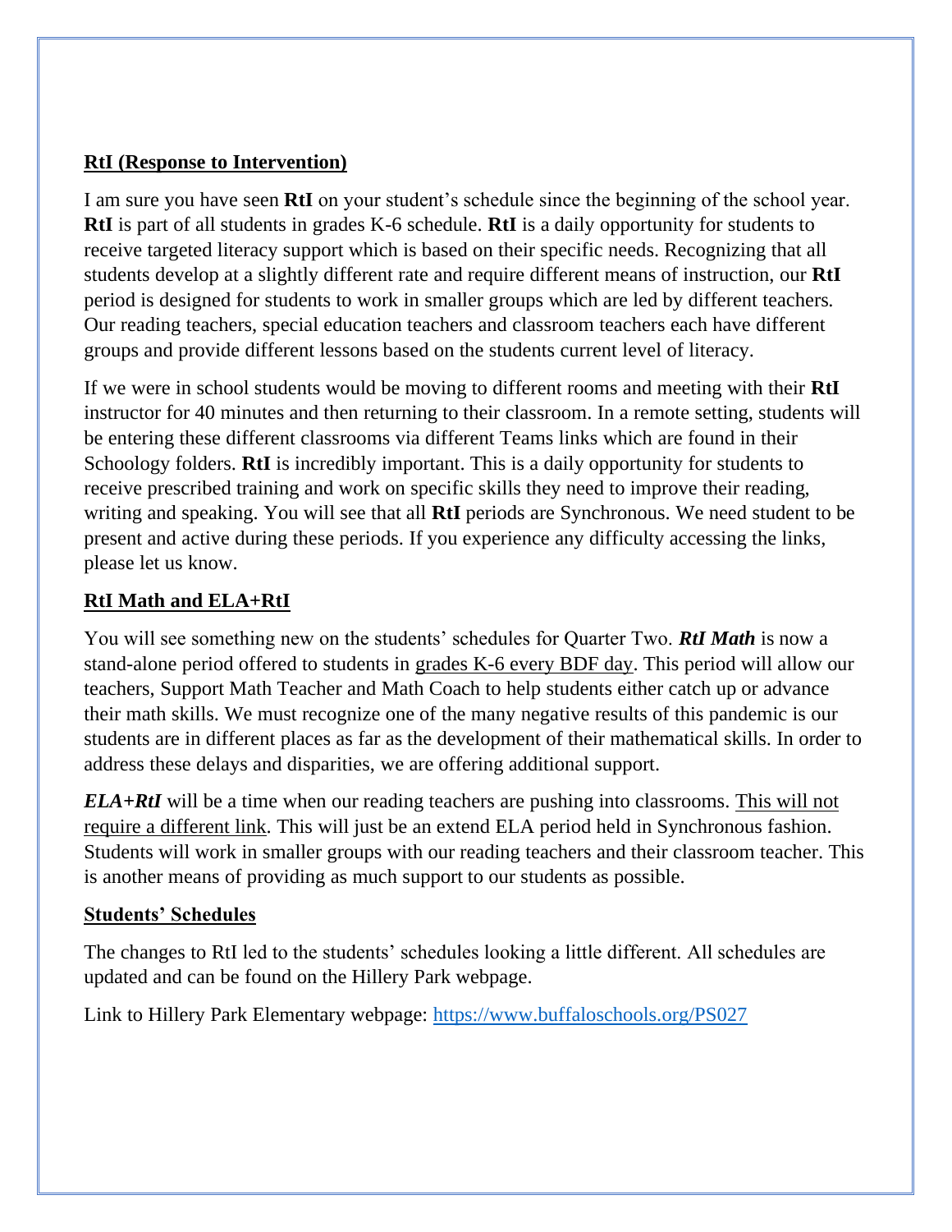## RtI (Response to Intervention)

I am sure you have seen **RtI** on your student's schedule since the beginning of the school year. **RtI** is part of all students in grades K-6 schedule. **RtI** is a daily opportunity for students to receive targeted literacy support which is based on their specific needs. Recognizing that all students develop at a slightly different rate and require different means of instruction, our **RtI** period is designed for students to work in smaller groups which are led by different teachers. Our reading teachers, special education teachers and classroom teachers each have different groups and provide different lessons based on the students current level of literacy.

If we were in school students would be moving to different rooms and meeting with their **RtI** instructor for 40 minutes and then returning to their classroom. In a remote setting, students will be entering these different classrooms via different Teams links which are found in their Schoology folders. **RtI** is incredibly important. This is a daily opportunity for students to receive prescribed training and work on specific skills they need to improve their reading, writing and speaking. You will see that all **RtI** periods are Synchronous. We need student to be present and active during these periods. If you experience any difficulty accessing the links, please let us know.

## RtI Math and ELA+RtI

You will see something new on the students' schedules for Quarter Two. ***RtI Math*** is now a stand-alone period offered to students in grades K-6 every BDF day. This period will allow our teachers, Support Math Teacher and Math Coach to help students either catch up or advance their math skills. We must recognize one of the many negative results of this pandemic is our students are in different places as far as the development of their mathematical skills. In order to address these delays and disparities, we are offering additional support.

***ELA+RtI*** will be a time when our reading teachers are pushing into classrooms. This will not require a different link. This will just be an extend ELA period held in Synchronous fashion. Students will work in smaller groups with our reading teachers and their classroom teacher. This is another means of providing as much support to our students as possible.

## Students' Schedules

The changes to RtI led to the students' schedules looking a little different. All schedules are updated and can be found on the Hillery Park webpage.

Link to Hillery Park Elementary webpage: https://www.buffaloschools.org/PS027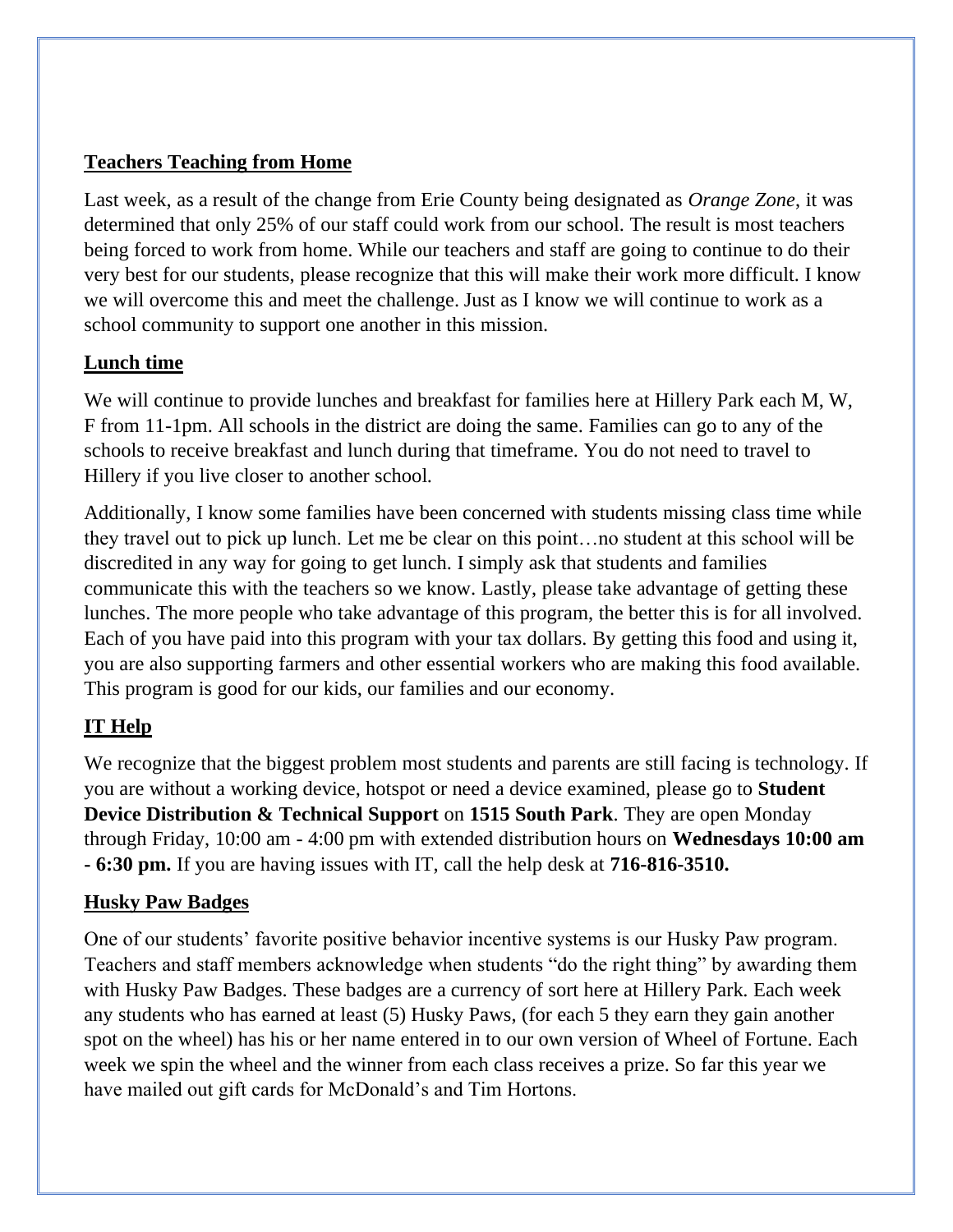## Teachers Teaching from Home

Last week, as a result of the change from Erie County being designated as *Orange Zone*, it was determined that only 25% of our staff could work from our school. The result is most teachers being forced to work from home. While our teachers and staff are going to continue to do their very best for our students, please recognize that this will make their work more difficult. I know we will overcome this and meet the challenge. Just as I know we will continue to work as a school community to support one another in this mission.

## Lunch time

We will continue to provide lunches and breakfast for families here at Hillery Park each M, W, F from 11-1pm. All schools in the district are doing the same. Families can go to any of the schools to receive breakfast and lunch during that timeframe. You do not need to travel to Hillery if you live closer to another school.

Additionally, I know some families have been concerned with students missing class time while they travel out to pick up lunch. Let me be clear on this point…no student at this school will be discredited in any way for going to get lunch. I simply ask that students and families communicate this with the teachers so we know. Lastly, please take advantage of getting these lunches. The more people who take advantage of this program, the better this is for all involved. Each of you have paid into this program with your tax dollars. By getting this food and using it, you are also supporting farmers and other essential workers who are making this food available. This program is good for our kids, our families and our economy.

## IT Help

We recognize that the biggest problem most students and parents are still facing is technology. If you are without a working device, hotspot or need a device examined, please go to **Student Device Distribution & Technical Support** on **1515 South Park**. They are open Monday through Friday, 10:00 am - 4:00 pm with extended distribution hours on **Wednesdays 10:00 am - 6:30 pm.** If you are having issues with IT, call the help desk at **716-816-3510.**

## Husky Paw Badges

One of our students' favorite positive behavior incentive systems is our Husky Paw program. Teachers and staff members acknowledge when students "do the right thing" by awarding them with Husky Paw Badges. These badges are a currency of sort here at Hillery Park. Each week any students who has earned at least (5) Husky Paws, (for each 5 they earn they gain another spot on the wheel) has his or her name entered in to our own version of Wheel of Fortune. Each week we spin the wheel and the winner from each class receives a prize. So far this year we have mailed out gift cards for McDonald's and Tim Hortons.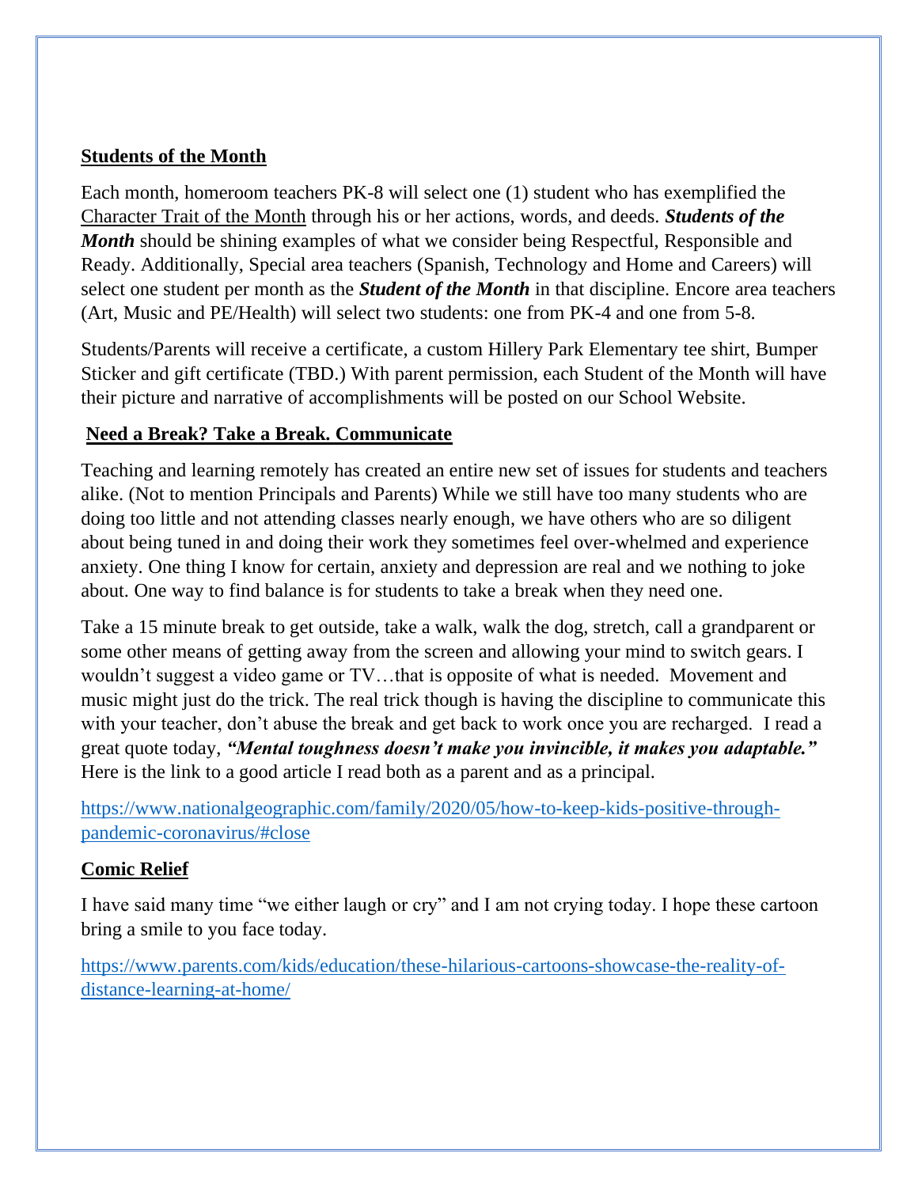**Students of the Month**

Each month, homeroom teachers PK-8 will select one (1) student who has exemplified the Character Trait of the Month through his or her actions, words, and deeds. ***Students of the Month*** should be shining examples of what we consider being Respectful, Responsible and Ready. Additionally, Special area teachers (Spanish, Technology and Home and Careers) will select one student per month as the ***Student of the Month*** in that discipline. Encore area teachers (Art, Music and PE/Health) will select two students: one from PK-4 and one from 5-8.

Students/Parents will receive a certificate, a custom Hillery Park Elementary tee shirt, Bumper Sticker and gift certificate (TBD.) With parent permission, each Student of the Month will have their picture and narrative of accomplishments will be posted on our School Website.

**Need a Break? Take a Break. Communicate**

Teaching and learning remotely has created an entire new set of issues for students and teachers alike. (Not to mention Principals and Parents) While we still have too many students who are doing too little and not attending classes nearly enough, we have others who are so diligent about being tuned in and doing their work they sometimes feel over-whelmed and experience anxiety. One thing I know for certain, anxiety and depression are real and we nothing to joke about. One way to find balance is for students to take a break when they need one.

Take a 15 minute break to get outside, take a walk, walk the dog, stretch, call a grandparent or some other means of getting away from the screen and allowing your mind to switch gears. I wouldn't suggest a video game or TV…that is opposite of what is needed. Movement and music might just do the trick. The real trick though is having the discipline to communicate this with your teacher, don't abuse the break and get back to work once you are recharged. I read a great quote today, ***"Mental toughness doesn't make you invincible, it makes you adaptable."*** Here is the link to a good article I read both as a parent and as a principal.

https://www.nationalgeographic.com/family/2020/05/how-to-keep-kids-positive-through-pandemic-coronavirus/#close

**Comic Relief**

I have said many time "we either laugh or cry" and I am not crying today. I hope these cartoon bring a smile to you face today.

https://www.parents.com/kids/education/these-hilarious-cartoons-showcase-the-reality-of-distance-learning-at-home/